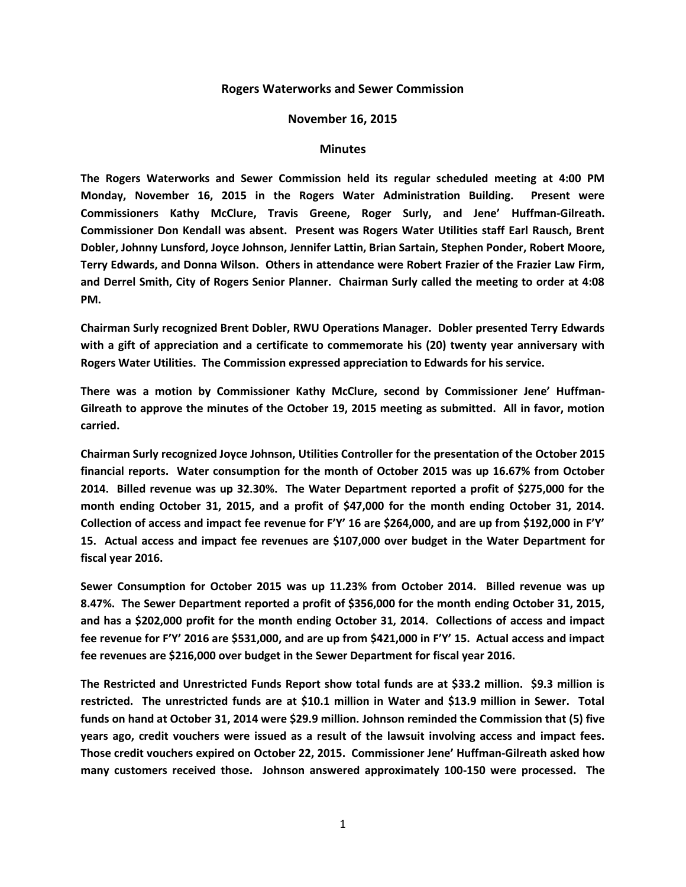# Rogers Waterworks and Sewer Commission

## November 16, 2015

## Minutes

**The Rogers Waterworks and Sewer Commission held its regular scheduled meeting at 4:00 PM Monday, November 16, 2015 in the Rogers Water Administration Building. Present were Commissioners Kathy McClure, Travis Greene, Roger Surly, and Jene' Huffman-Gilreath. Commissioner Don Kendall was absent. Present was Rogers Water Utilities staff Earl Rausch, Brent Dobler, Johnny Lunsford, Joyce Johnson, Jennifer Lattin, Brian Sartain, Stephen Ponder, Robert Moore, Terry Edwards, and Donna Wilson. Others in attendance were Robert Frazier of the Frazier Law Firm, and Derrel Smith, City of Rogers Senior Planner. Chairman Surly called the meeting to order at 4:08 PM.**

**Chairman Surly recognized Brent Dobler, RWU Operations Manager. Dobler presented Terry Edwards with a gift of appreciation and a certificate to commemorate his (20) twenty year anniversary with Rogers Water Utilities. The Commission expressed appreciation to Edwards for his service.**

**There was a motion by Commissioner Kathy McClure, second by Commissioner Jene' Huffman-Gilreath to approve the minutes of the October 19, 2015 meeting as submitted. All in favor, motion carried.**

**Chairman Surly recognized Joyce Johnson, Utilities Controller for the presentation of the October 2015 financial reports. Water consumption for the month of October 2015 was up 16.67% from October 2014. Billed revenue was up 32.30%. The Water Department reported a profit of $275,000 for the month ending October 31, 2015, and a profit of $47,000 for the month ending October 31, 2014. Collection of access and impact fee revenue for F'Y' 16 are $264,000, and are up from $192,000 in F'Y' 15. Actual access and impact fee revenues are $107,000 over budget in the Water Department for fiscal year 2016.**

**Sewer Consumption for October 2015 was up 11.23% from October 2014. Billed revenue was up 8.47%. The Sewer Department reported a profit of $356,000 for the month ending October 31, 2015, and has a $202,000 profit for the month ending October 31, 2014. Collections of access and impact fee revenue for F'Y' 2016 are $531,000, and are up from $421,000 in F'Y' 15. Actual access and impact fee revenues are $216,000 over budget in the Sewer Department for fiscal year 2016.**

**The Restricted and Unrestricted Funds Report show total funds are at $33.2 million. $9.3 million is restricted. The unrestricted funds are at $10.1 million in Water and $13.9 million in Sewer. Total funds on hand at October 31, 2014 were $29.9 million. Johnson reminded the Commission that (5) five years ago, credit vouchers were issued as a result of the lawsuit involving access and impact fees. Those credit vouchers expired on October 22, 2015. Commissioner Jene' Huffman-Gilreath asked how many customers received those. Johnson answered approximately 100-150 were processed. The**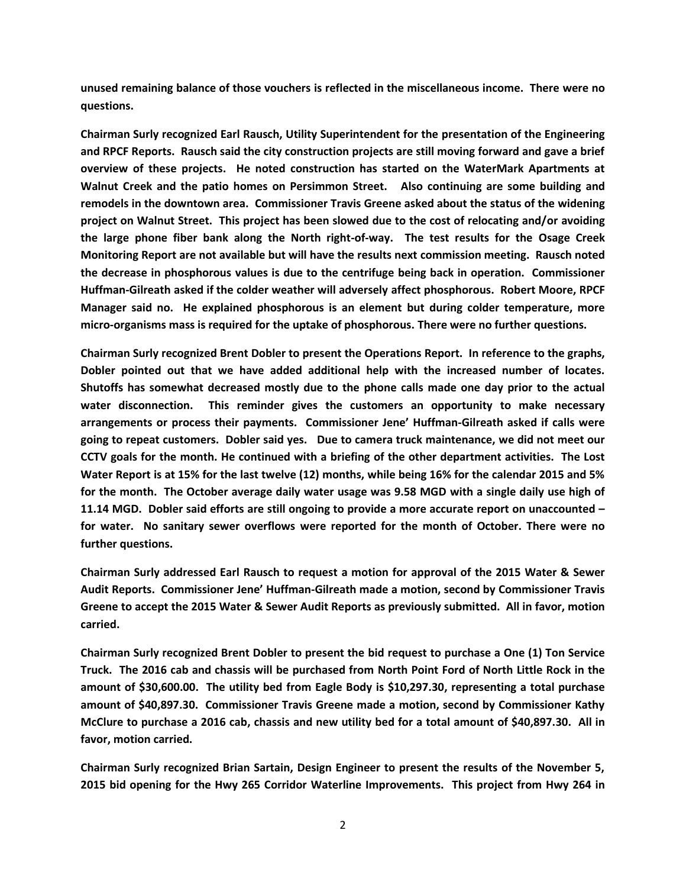**unused remaining balance of those vouchers is reflected in the miscellaneous income. There were no questions.**

**Chairman Surly recognized Earl Rausch, Utility Superintendent for the presentation of the Engineering and RPCF Reports. Rausch said the city construction projects are still moving forward and gave a brief overview of these projects. He noted construction has started on the WaterMark Apartments at Walnut Creek and the patio homes on Persimmon Street. Also continuing are some building and remodels in the downtown area. Commissioner Travis Greene asked about the status of the widening project on Walnut Street. This project has been slowed due to the cost of relocating and/or avoiding the large phone fiber bank along the North right-of-way. The test results for the Osage Creek Monitoring Report are not available but will have the results next commission meeting. Rausch noted the decrease in phosphorous values is due to the centrifuge being back in operation. Commissioner Huffman-Gilreath asked if the colder weather will adversely affect phosphorous. Robert Moore, RPCF Manager said no. He explained phosphorous is an element but during colder temperature, more micro-organisms mass is required for the uptake of phosphorous. There were no further questions.**

**Chairman Surly recognized Brent Dobler to present the Operations Report. In reference to the graphs, Dobler pointed out that we have added additional help with the increased number of locates. Shutoffs has somewhat decreased mostly due to the phone calls made one day prior to the actual water disconnection. This reminder gives the customers an opportunity to make necessary arrangements or process their payments. Commissioner Jene' Huffman-Gilreath asked if calls were going to repeat customers. Dobler said yes. Due to camera truck maintenance, we did not meet our CCTV goals for the month. He continued with a briefing of the other department activities. The Lost Water Report is at 15% for the last twelve (12) months, while being 16% for the calendar 2015 and 5% for the month. The October average daily water usage was 9.58 MGD with a single daily use high of 11.14 MGD. Dobler said efforts are still ongoing to provide a more accurate report on unaccounted – for water. No sanitary sewer overflows were reported for the month of October. There were no further questions.**

**Chairman Surly addressed Earl Rausch to request a motion for approval of the 2015 Water & Sewer Audit Reports. Commissioner Jene' Huffman-Gilreath made a motion, second by Commissioner Travis Greene to accept the 2015 Water & Sewer Audit Reports as previously submitted. All in favor, motion carried.**

**Chairman Surly recognized Brent Dobler to present the bid request to purchase a One (1) Ton Service Truck. The 2016 cab and chassis will be purchased from North Point Ford of North Little Rock in the amount of $30,600.00. The utility bed from Eagle Body is $10,297.30, representing a total purchase amount of $40,897.30. Commissioner Travis Greene made a motion, second by Commissioner Kathy McClure to purchase a 2016 cab, chassis and new utility bed for a total amount of $40,897.30. All in favor, motion carried.**

**Chairman Surly recognized Brian Sartain, Design Engineer to present the results of the November 5, 2015 bid opening for the Hwy 265 Corridor Waterline Improvements. This project from Hwy 264 in**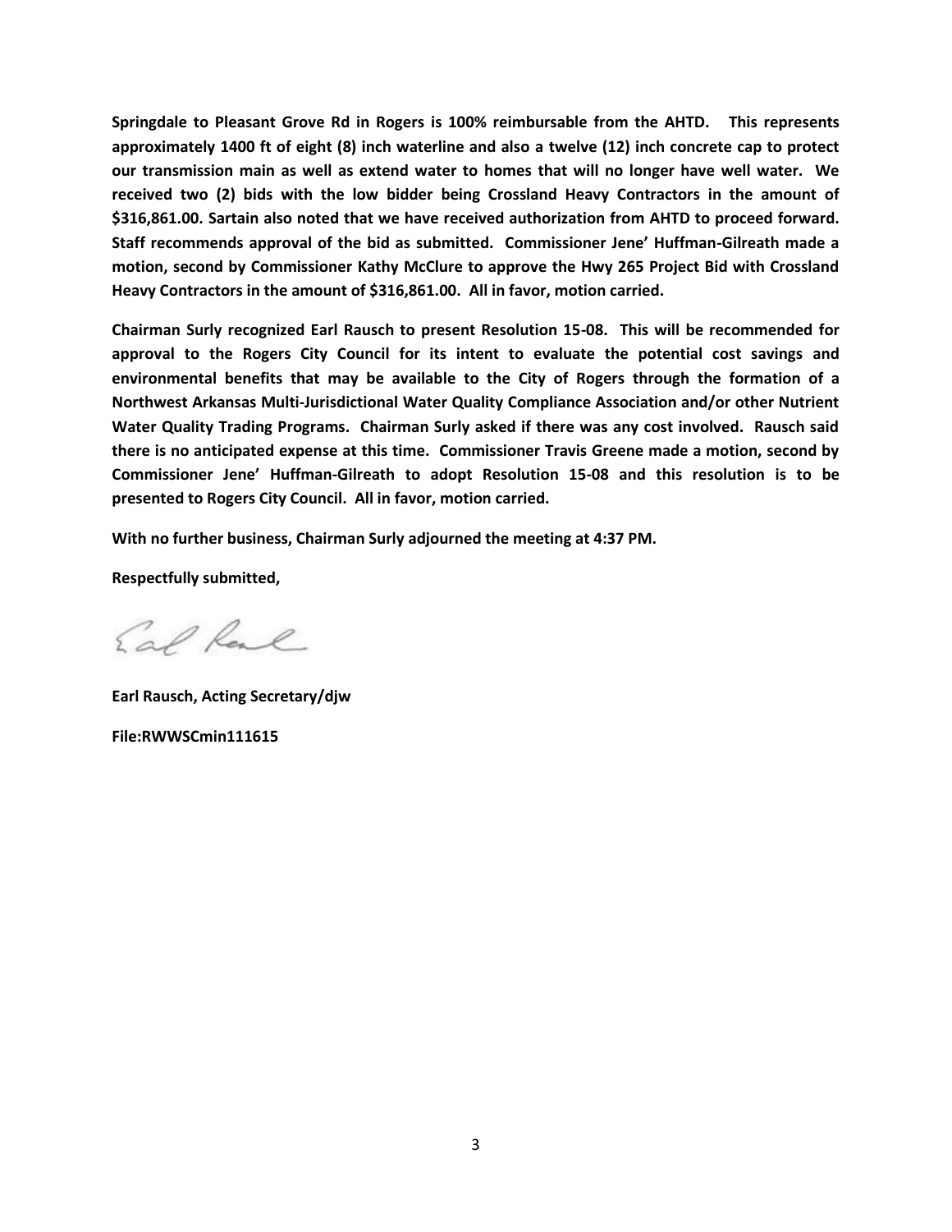**Springdale to Pleasant Grove Rd in Rogers is 100% reimbursable from the AHTD. This represents approximately 1400 ft of eight (8) inch waterline and also a twelve (12) inch concrete cap to protect our transmission main as well as extend water to homes that will no longer have well water. We received two (2) bids with the low bidder being Crossland Heavy Contractors in the amount of $316,861.00. Sartain also noted that we have received authorization from AHTD to proceed forward. Staff recommends approval of the bid as submitted. Commissioner Jene' Huffman-Gilreath made a motion, second by Commissioner Kathy McClure to approve the Hwy 265 Project Bid with Crossland Heavy Contractors in the amount of $316,861.00. All in favor, motion carried.**

**Chairman Surly recognized Earl Rausch to present Resolution 15-08. This will be recommended for approval to the Rogers City Council for its intent to evaluate the potential cost savings and environmental benefits that may be available to the City of Rogers through the formation of a Northwest Arkansas Multi-Jurisdictional Water Quality Compliance Association and/or other Nutrient Water Quality Trading Programs. Chairman Surly asked if there was any cost involved. Rausch said there is no anticipated expense at this time. Commissioner Travis Greene made a motion, second by Commissioner Jene' Huffman-Gilreath to adopt Resolution 15-08 and this resolution is to be presented to Rogers City Council. All in favor, motion carried.**

**With no further business, Chairman Surly adjourned the meeting at 4:37 PM.**

**Respectfully submitted,**

**Earl Rausch, Acting Secretary/djw**

**File:RWWSCmin111615**